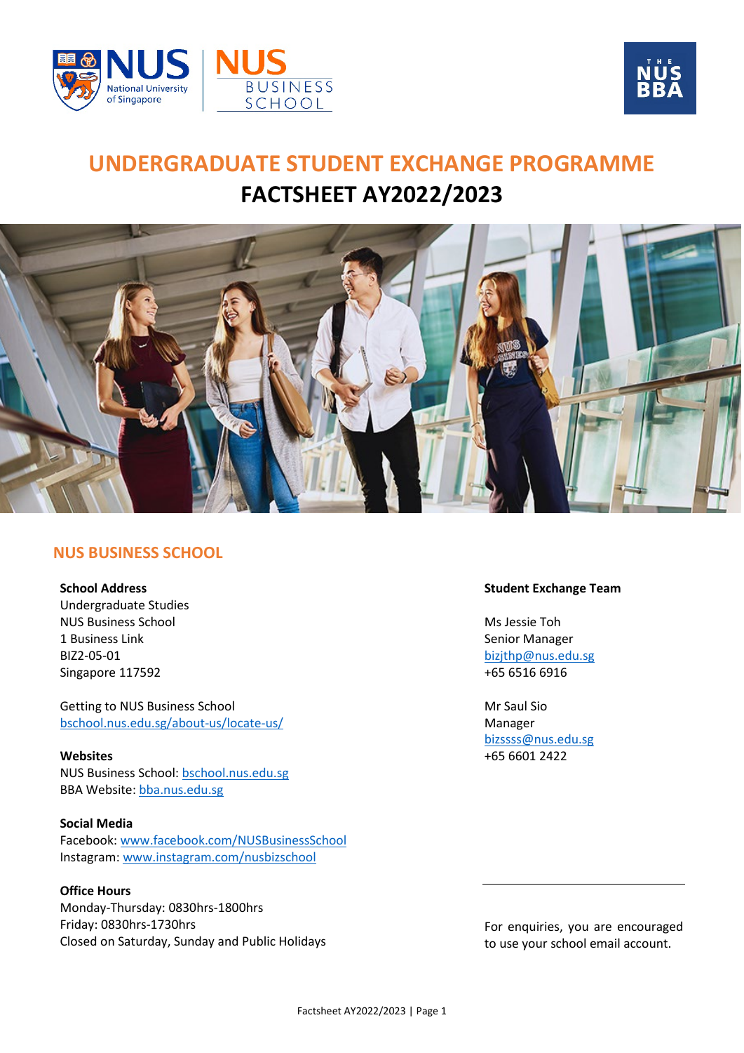# UNDERGRADUATE STUDENT EXCHANGE PROGRAMME

# FACTSHEET AY2022/2023

## NUS BUSINESS SCHOOL

**School Address**
Undergraduate Studies
NUS Business School
1 Business Link
BIZ2-05-01
Singapore 117592

Getting to NUS Business School
bschool.nus.edu.sg/about-us/locate-us/

**Websites**
NUS Business School: bschool.nus.edu.sg
BBA Website: bba.nus.edu.sg

**Social Media**
Facebook: www.facebook.com/NUSBusinessSchool
Instagram: www.instagram.com/nusbizschool

**Office Hours**
Monday-Thursday: 0830hrs-1800hrs
Friday: 0830hrs-1730hrs
Closed on Saturday, Sunday and Public Holidays

**Student Exchange Team**

Ms Jessie Toh
Senior Manager
bizjthp@nus.edu.sg
+65 6516 6916

Mr Saul Sio
Manager
bizssss@nus.edu.sg
+65 6601 2422

For enquiries, you are encouraged to use your school email account.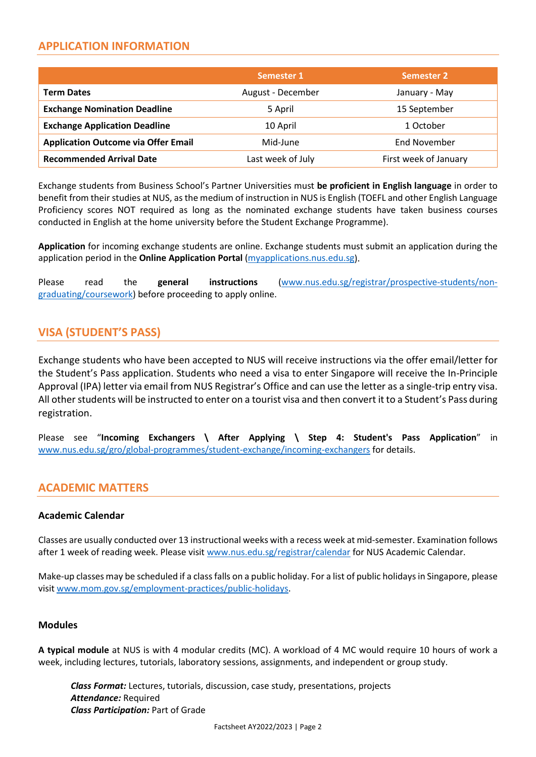## APPLICATION INFORMATION

| | Semester 1 | Semester 2 |
|---|---|---|
| **Term Dates** | August - December | January - May |
| **Exchange Nomination Deadline** | 5 April | 15 September |
| **Exchange Application Deadline** | 10 April | 1 October |
| **Application Outcome via Offer Email** | Mid-June | End November |
| **Recommended Arrival Date** | Last week of July | First week of January |

Exchange students from Business School's Partner Universities must **be proficient in English language** in order to benefit from their studies at NUS, as the medium of instruction in NUS is English (TOEFL and other English Language Proficiency scores NOT required as long as the nominated exchange students have taken business courses conducted in English at the home university before the Student Exchange Programme).

**Application** for incoming exchange students are online. Exchange students must submit an application during the application period in the **Online Application Portal** (myapplications.nus.edu.sg).

Please read the **general instructions** (www.nus.edu.sg/registrar/prospective-students/non-graduating/coursework) before proceeding to apply online.

## VISA (STUDENT'S PASS)

Exchange students who have been accepted to NUS will receive instructions via the offer email/letter for the Student's Pass application. Students who need a visa to enter Singapore will receive the In-Principle Approval (IPA) letter via email from NUS Registrar's Office and can use the letter as a single-trip entry visa. All other students will be instructed to enter on a tourist visa and then convert it to a Student's Pass during registration.

Please see "**Incoming Exchangers \ After Applying \ Step 4: Student's Pass Application**" in www.nus.edu.sg/gro/global-programmes/student-exchange/incoming-exchangers for details.

## ACADEMIC MATTERS

### Academic Calendar

Classes are usually conducted over 13 instructional weeks with a recess week at mid-semester. Examination follows after 1 week of reading week. Please visit www.nus.edu.sg/registrar/calendar for NUS Academic Calendar.

Make-up classes may be scheduled if a class falls on a public holiday. For a list of public holidays in Singapore, please visit www.mom.gov.sg/employment-practices/public-holidays.

### Modules

**A typical module** at NUS is with 4 modular credits (MC). A workload of 4 MC would require 10 hours of work a week, including lectures, tutorials, laboratory sessions, assignments, and independent or group study.

***Class Format:*** Lectures, tutorials, discussion, case study, presentations, projects
***Attendance:*** Required
***Class Participation:*** Part of Grade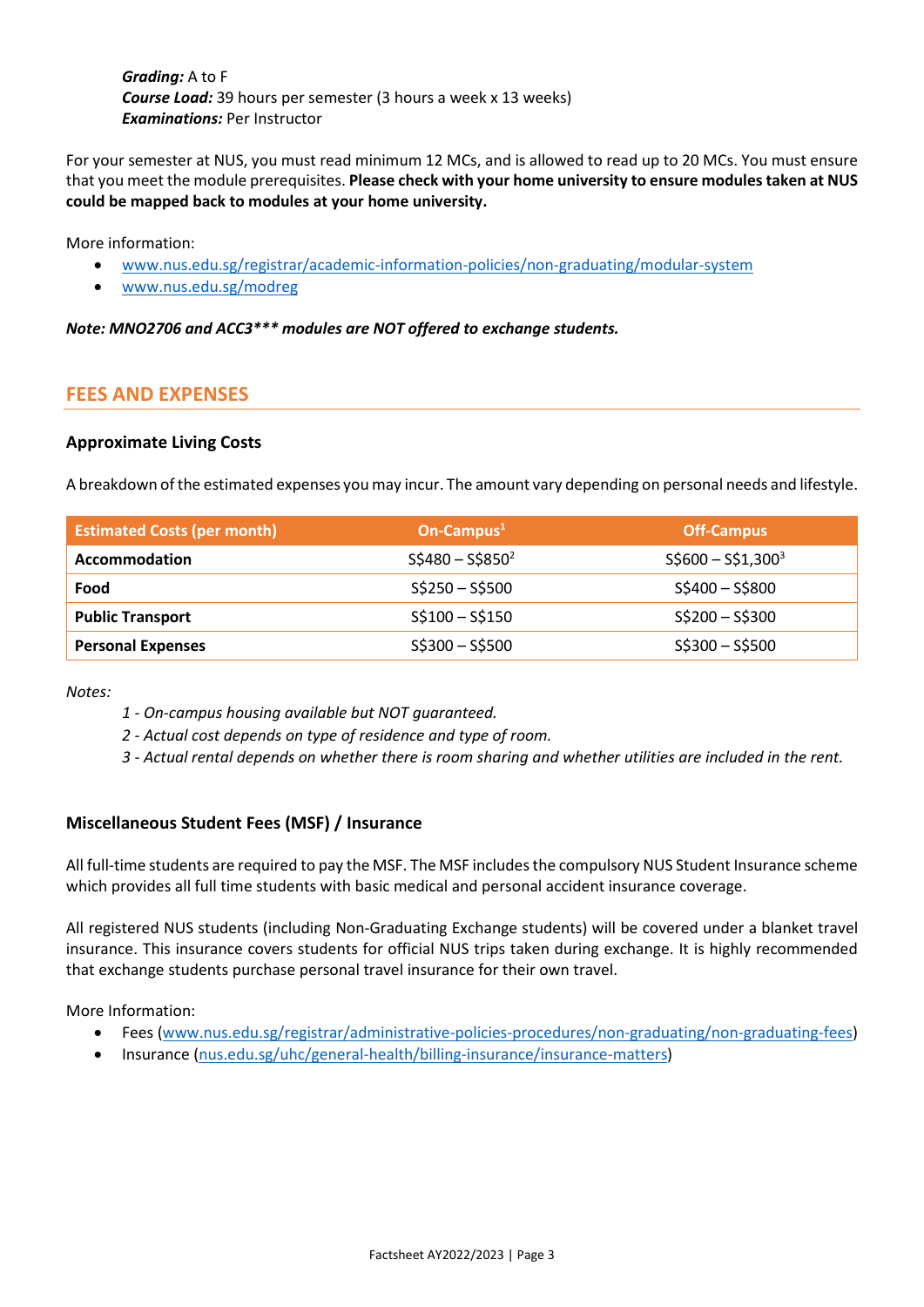***Grading:*** A to F
***Course Load:*** 39 hours per semester (3 hours a week x 13 weeks)
***Examinations:*** Per Instructor

For your semester at NUS, you must read minimum 12 MCs, and is allowed to read up to 20 MCs. You must ensure that you meet the module prerequisites. **Please check with your home university to ensure modules taken at NUS could be mapped back to modules at your home university.**

More information:

- www.nus.edu.sg/registrar/academic-information-policies/non-graduating/modular-system
- www.nus.edu.sg/modreg

***Note: MNO2706 and ACC3*** modules are NOT offered to exchange students.***

## FEES AND EXPENSES

### Approximate Living Costs

A breakdown of the estimated expenses you may incur. The amount vary depending on personal needs and lifestyle.

| Estimated Costs (per month) | On-Campus[1] | Off-Campus |
|---|---|---|
| **Accommodation** | S$480 – S$850[2] | S$600 – S$1,300[3] |
| **Food** | S$250 – S$500 | S$400 – S$800 |
| **Public Transport** | S$100 – S$150 | S$200 – S$300 |
| **Personal Expenses** | S$300 – S$500 | S$300 – S$500 |

*Notes:*

*1 - On-campus housing available but NOT guaranteed.*
*2 - Actual cost depends on type of residence and type of room.*
*3 - Actual rental depends on whether there is room sharing and whether utilities are included in the rent.*

### Miscellaneous Student Fees (MSF) / Insurance

All full-time students are required to pay the MSF. The MSF includes the compulsory NUS Student Insurance scheme which provides all full time students with basic medical and personal accident insurance coverage.

All registered NUS students (including Non-Graduating Exchange students) will be covered under a blanket travel insurance. This insurance covers students for official NUS trips taken during exchange. It is highly recommended that exchange students purchase personal travel insurance for their own travel.

More Information:

- Fees (www.nus.edu.sg/registrar/administrative-policies-procedures/non-graduating/non-graduating-fees)
- Insurance (nus.edu.sg/uhc/general-health/billing-insurance/insurance-matters)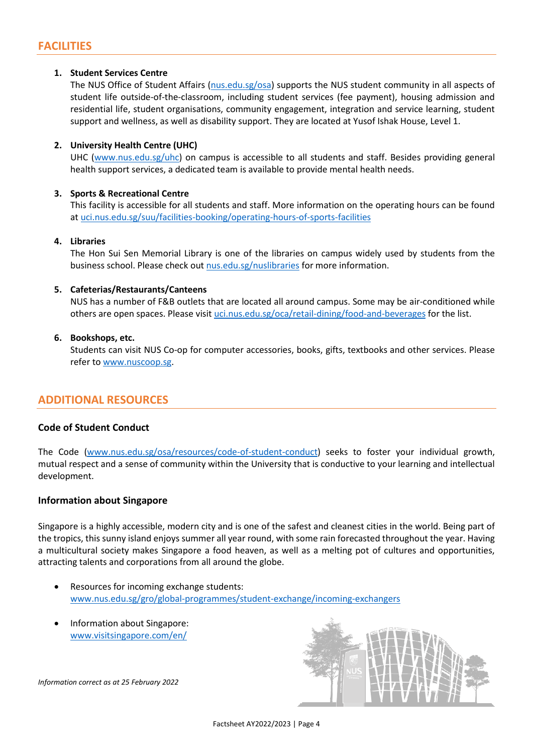## FACILITIES

1. **Student Services Centre**
   The NUS Office of Student Affairs (nus.edu.sg/osa) supports the NUS student community in all aspects of student life outside-of-the-classroom, including student services (fee payment), housing admission and residential life, student organisations, community engagement, integration and service learning, student support and wellness, as well as disability support. They are located at Yusof Ishak House, Level 1.

2. **University Health Centre (UHC)**
   UHC (www.nus.edu.sg/uhc) on campus is accessible to all students and staff. Besides providing general health support services, a dedicated team is available to provide mental health needs.

3. **Sports & Recreational Centre**
   This facility is accessible for all students and staff. More information on the operating hours can be found at uci.nus.edu.sg/suu/facilities-booking/operating-hours-of-sports-facilities

4. **Libraries**
   The Hon Sui Sen Memorial Library is one of the libraries on campus widely used by students from the business school. Please check out nus.edu.sg/nuslibraries for more information.

5. **Cafeterias/Restaurants/Canteens**
   NUS has a number of F&B outlets that are located all around campus. Some may be air-conditioned while others are open spaces. Please visit uci.nus.edu.sg/oca/retail-dining/food-and-beverages for the list.

6. **Bookshops, etc.**
   Students can visit NUS Co-op for computer accessories, books, gifts, textbooks and other services. Please refer to www.nuscoop.sg.

## ADDITIONAL RESOURCES

### Code of Student Conduct

The Code (www.nus.edu.sg/osa/resources/code-of-student-conduct) seeks to foster your individual growth, mutual respect and a sense of community within the University that is conductive to your learning and intellectual development.

### Information about Singapore

Singapore is a highly accessible, modern city and is one of the safest and cleanest cities in the world. Being part of the tropics, this sunny island enjoys summer all year round, with some rain forecasted throughout the year. Having a multicultural society makes Singapore a food heaven, as well as a melting pot of cultures and opportunities, attracting talents and corporations from all around the globe.

- Resources for incoming exchange students:
  www.nus.edu.sg/gro/global-programmes/student-exchange/incoming-exchangers

- Information about Singapore:
  www.visitsingapore.com/en/

*Information correct as at 25 February 2022*